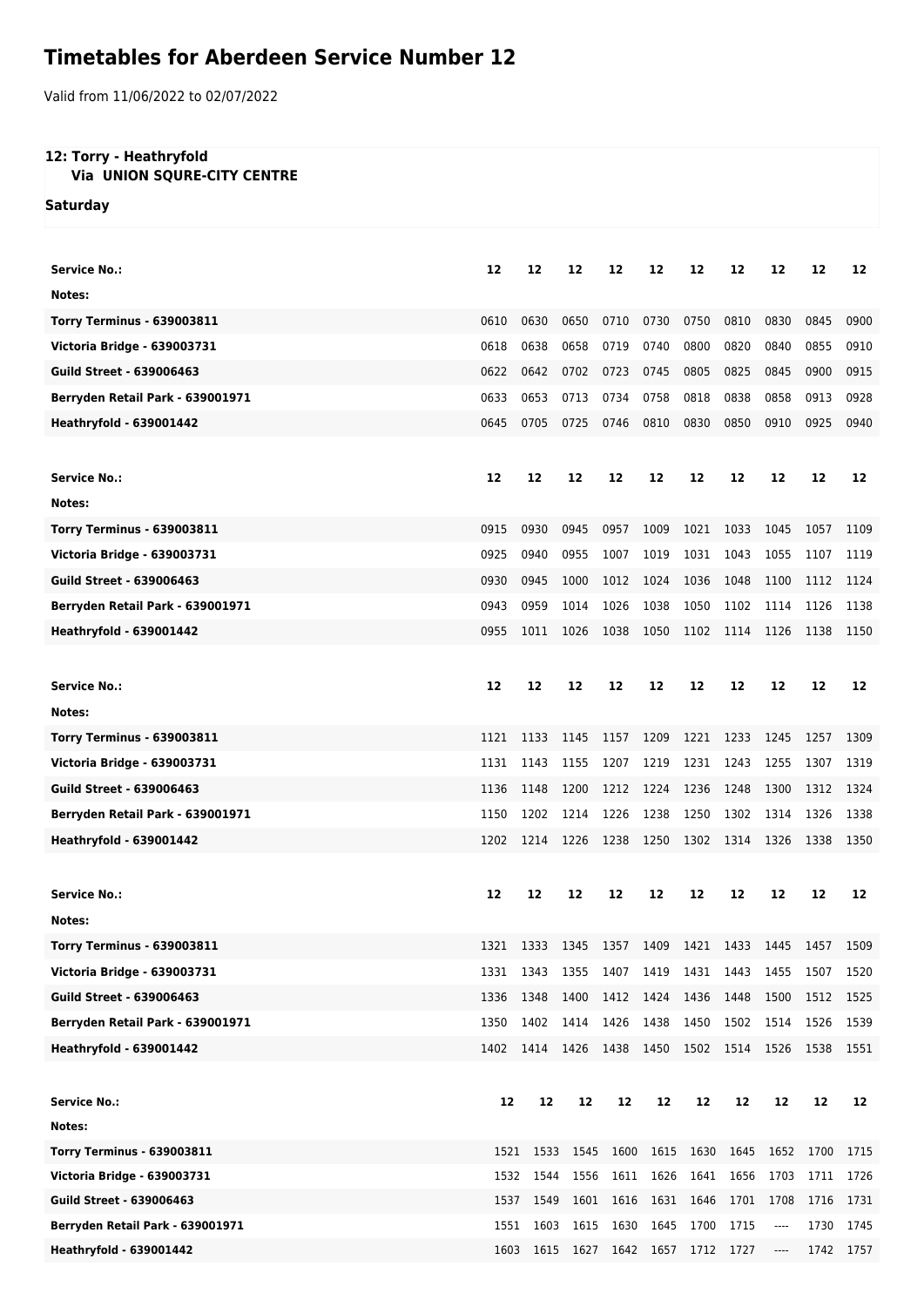# Timetables for Aberdeen Service Number 12

Valid from 11/06/2022 to 02/07/2022

**12: Torry - Heathryfold**
**Via UNION SQURE-CITY CENTRE**

**Saturday**

| Service No.: | 12 | 12 | 12 | 12 | 12 | 12 | 12 | 12 | 12 | 12 |
|---|---|---|---|---|---|---|---|---|---|---|
| Notes: | | | | | | | | | | |
| Torry Terminus - 639003811 | 0610 | 0630 | 0650 | 0710 | 0730 | 0750 | 0810 | 0830 | 0845 | 0900 |
| Victoria Bridge - 639003731 | 0618 | 0638 | 0658 | 0719 | 0740 | 0800 | 0820 | 0840 | 0855 | 0910 |
| Guild Street - 639006463 | 0622 | 0642 | 0702 | 0723 | 0745 | 0805 | 0825 | 0845 | 0900 | 0915 |
| Berryden Retail Park - 639001971 | 0633 | 0653 | 0713 | 0734 | 0758 | 0818 | 0838 | 0858 | 0913 | 0928 |
| Heathryfold - 639001442 | 0645 | 0705 | 0725 | 0746 | 0810 | 0830 | 0850 | 0910 | 0925 | 0940 |

| Service No.: | 12 | 12 | 12 | 12 | 12 | 12 | 12 | 12 | 12 | 12 |
|---|---|---|---|---|---|---|---|---|---|---|
| Notes: | | | | | | | | | | |
| Torry Terminus - 639003811 | 0915 | 0930 | 0945 | 0957 | 1009 | 1021 | 1033 | 1045 | 1057 | 1109 |
| Victoria Bridge - 639003731 | 0925 | 0940 | 0955 | 1007 | 1019 | 1031 | 1043 | 1055 | 1107 | 1119 |
| Guild Street - 639006463 | 0930 | 0945 | 1000 | 1012 | 1024 | 1036 | 1048 | 1100 | 1112 | 1124 |
| Berryden Retail Park - 639001971 | 0943 | 0959 | 1014 | 1026 | 1038 | 1050 | 1102 | 1114 | 1126 | 1138 |
| Heathryfold - 639001442 | 0955 | 1011 | 1026 | 1038 | 1050 | 1102 | 1114 | 1126 | 1138 | 1150 |

| Service No.: | 12 | 12 | 12 | 12 | 12 | 12 | 12 | 12 | 12 | 12 |
|---|---|---|---|---|---|---|---|---|---|---|
| Notes: | | | | | | | | | | |
| Torry Terminus - 639003811 | 1121 | 1133 | 1145 | 1157 | 1209 | 1221 | 1233 | 1245 | 1257 | 1309 |
| Victoria Bridge - 639003731 | 1131 | 1143 | 1155 | 1207 | 1219 | 1231 | 1243 | 1255 | 1307 | 1319 |
| Guild Street - 639006463 | 1136 | 1148 | 1200 | 1212 | 1224 | 1236 | 1248 | 1300 | 1312 | 1324 |
| Berryden Retail Park - 639001971 | 1150 | 1202 | 1214 | 1226 | 1238 | 1250 | 1302 | 1314 | 1326 | 1338 |
| Heathryfold - 639001442 | 1202 | 1214 | 1226 | 1238 | 1250 | 1302 | 1314 | 1326 | 1338 | 1350 |

| Service No.: | 12 | 12 | 12 | 12 | 12 | 12 | 12 | 12 | 12 | 12 |
|---|---|---|---|---|---|---|---|---|---|---|
| Notes: | | | | | | | | | | |
| Torry Terminus - 639003811 | 1321 | 1333 | 1345 | 1357 | 1409 | 1421 | 1433 | 1445 | 1457 | 1509 |
| Victoria Bridge - 639003731 | 1331 | 1343 | 1355 | 1407 | 1419 | 1431 | 1443 | 1455 | 1507 | 1520 |
| Guild Street - 639006463 | 1336 | 1348 | 1400 | 1412 | 1424 | 1436 | 1448 | 1500 | 1512 | 1525 |
| Berryden Retail Park - 639001971 | 1350 | 1402 | 1414 | 1426 | 1438 | 1450 | 1502 | 1514 | 1526 | 1539 |
| Heathryfold - 639001442 | 1402 | 1414 | 1426 | 1438 | 1450 | 1502 | 1514 | 1526 | 1538 | 1551 |

| Service No.: | 12 | 12 | 12 | 12 | 12 | 12 | 12 | 12 | 12 | 12 |
|---|---|---|---|---|---|---|---|---|---|---|
| Notes: | | | | | | | | | | |
| Torry Terminus - 639003811 | 1521 | 1533 | 1545 | 1600 | 1615 | 1630 | 1645 | 1652 | 1700 | 1715 |
| Victoria Bridge - 639003731 | 1532 | 1544 | 1556 | 1611 | 1626 | 1641 | 1656 | 1703 | 1711 | 1726 |
| Guild Street - 639006463 | 1537 | 1549 | 1601 | 1616 | 1631 | 1646 | 1701 | 1708 | 1716 | 1731 |
| Berryden Retail Park - 639001971 | 1551 | 1603 | 1615 | 1630 | 1645 | 1700 | 1715 | ---- | 1730 | 1745 |
| Heathryfold - 639001442 | 1603 | 1615 | 1627 | 1642 | 1657 | 1712 | 1727 | ---- | 1742 | 1757 |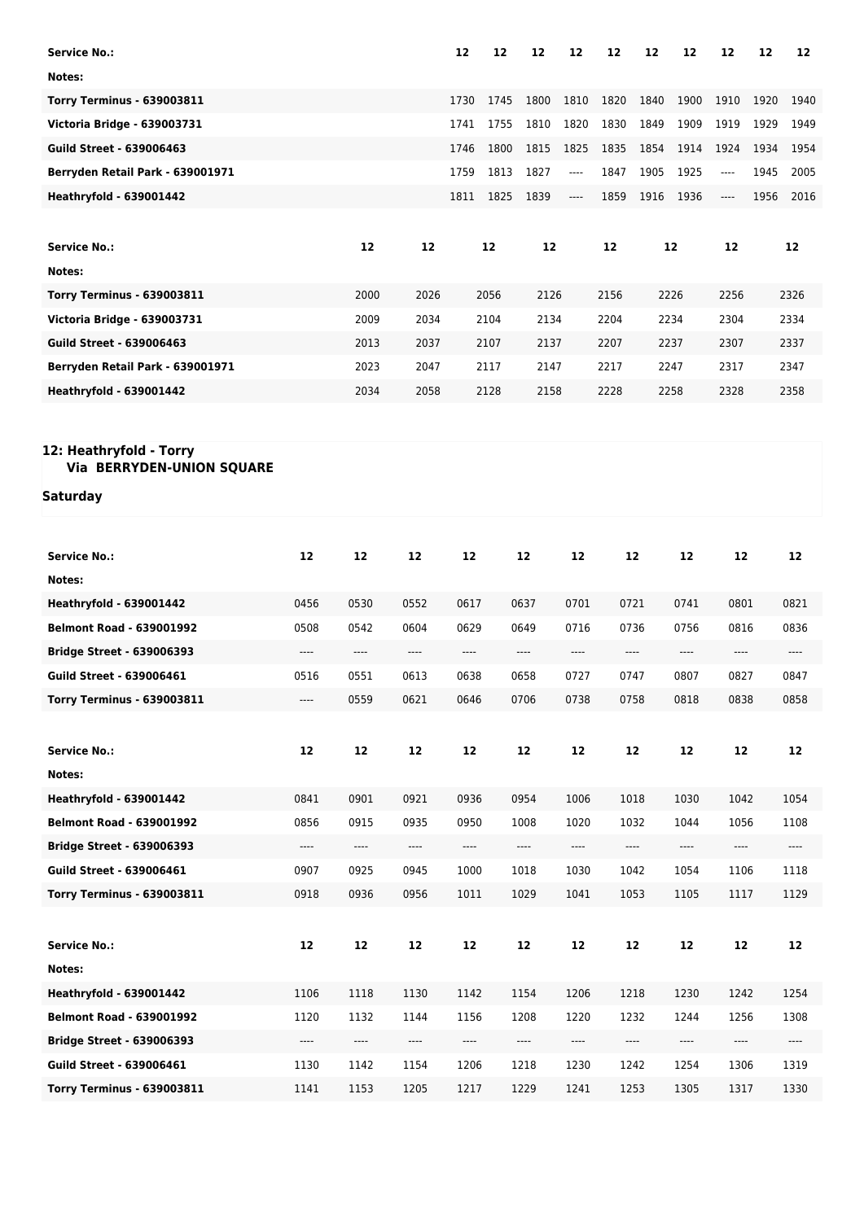| Service No.: | 12 | 12 | 12 | 12 | 12 | 12 | 12 | 12 | 12 | 12 |
|---|---|---|---|---|---|---|---|---|---|---|
| Notes: | | | | | | | | | | |
| Torry Terminus - 639003811 | 1730 | 1745 | 1800 | 1810 | 1820 | 1840 | 1900 | 1910 | 1920 | 1940 |
| Victoria Bridge - 639003731 | 1741 | 1755 | 1810 | 1820 | 1830 | 1849 | 1909 | 1919 | 1929 | 1949 |
| Guild Street - 639006463 | 1746 | 1800 | 1815 | 1825 | 1835 | 1854 | 1914 | 1924 | 1934 | 1954 |
| Berryden Retail Park - 639001971 | 1759 | 1813 | 1827 | ---- | 1847 | 1905 | 1925 | ---- | 1945 | 2005 |
| Heathryfold - 639001442 | 1811 | 1825 | 1839 | ---- | 1859 | 1916 | 1936 | ---- | 1956 | 2016 |

| Service No.: | 12 | 12 | 12 | 12 | 12 | 12 | 12 | 12 |
|---|---|---|---|---|---|---|---|---|
| Notes: | | | | | | | | |
| Torry Terminus - 639003811 | 2000 | 2026 | 2056 | 2126 | 2156 | 2226 | 2256 | 2326 |
| Victoria Bridge - 639003731 | 2009 | 2034 | 2104 | 2134 | 2204 | 2234 | 2304 | 2334 |
| Guild Street - 639006463 | 2013 | 2037 | 2107 | 2137 | 2207 | 2237 | 2307 | 2337 |
| Berryden Retail Park - 639001971 | 2023 | 2047 | 2117 | 2147 | 2217 | 2247 | 2317 | 2347 |
| Heathryfold - 639001442 | 2034 | 2058 | 2128 | 2158 | 2228 | 2258 | 2328 | 2358 |

## 12: Heathryfold - Torry
### Via BERRYDEN-UNION SQUARE

**Saturday**

| Service No.: | 12 | 12 | 12 | 12 | 12 | 12 | 12 | 12 | 12 | 12 |
|---|---|---|---|---|---|---|---|---|---|---|
| Notes: | | | | | | | | | | |
| Heathryfold - 639001442 | 0456 | 0530 | 0552 | 0617 | 0637 | 0701 | 0721 | 0741 | 0801 | 0821 |
| Belmont Road - 639001992 | 0508 | 0542 | 0604 | 0629 | 0649 | 0716 | 0736 | 0756 | 0816 | 0836 |
| Bridge Street - 639006393 | ---- | ---- | ---- | ---- | ---- | ---- | ---- | ---- | ---- | ---- |
| Guild Street - 639006461 | 0516 | 0551 | 0613 | 0638 | 0658 | 0727 | 0747 | 0807 | 0827 | 0847 |
| Torry Terminus - 639003811 | ---- | 0559 | 0621 | 0646 | 0706 | 0738 | 0758 | 0818 | 0838 | 0858 |

| Service No.: | 12 | 12 | 12 | 12 | 12 | 12 | 12 | 12 | 12 | 12 |
|---|---|---|---|---|---|---|---|---|---|---|
| Notes: | | | | | | | | | | |
| Heathryfold - 639001442 | 0841 | 0901 | 0921 | 0936 | 0954 | 1006 | 1018 | 1030 | 1042 | 1054 |
| Belmont Road - 639001992 | 0856 | 0915 | 0935 | 0950 | 1008 | 1020 | 1032 | 1044 | 1056 | 1108 |
| Bridge Street - 639006393 | ---- | ---- | ---- | ---- | ---- | ---- | ---- | ---- | ---- | ---- |
| Guild Street - 639006461 | 0907 | 0925 | 0945 | 1000 | 1018 | 1030 | 1042 | 1054 | 1106 | 1118 |
| Torry Terminus - 639003811 | 0918 | 0936 | 0956 | 1011 | 1029 | 1041 | 1053 | 1105 | 1117 | 1129 |

| Service No.: | 12 | 12 | 12 | 12 | 12 | 12 | 12 | 12 | 12 | 12 |
|---|---|---|---|---|---|---|---|---|---|---|
| Notes: | | | | | | | | | | |
| Heathryfold - 639001442 | 1106 | 1118 | 1130 | 1142 | 1154 | 1206 | 1218 | 1230 | 1242 | 1254 |
| Belmont Road - 639001992 | 1120 | 1132 | 1144 | 1156 | 1208 | 1220 | 1232 | 1244 | 1256 | 1308 |
| Bridge Street - 639006393 | ---- | ---- | ---- | ---- | ---- | ---- | ---- | ---- | ---- | ---- |
| Guild Street - 639006461 | 1130 | 1142 | 1154 | 1206 | 1218 | 1230 | 1242 | 1254 | 1306 | 1319 |
| Torry Terminus - 639003811 | 1141 | 1153 | 1205 | 1217 | 1229 | 1241 | 1253 | 1305 | 1317 | 1330 |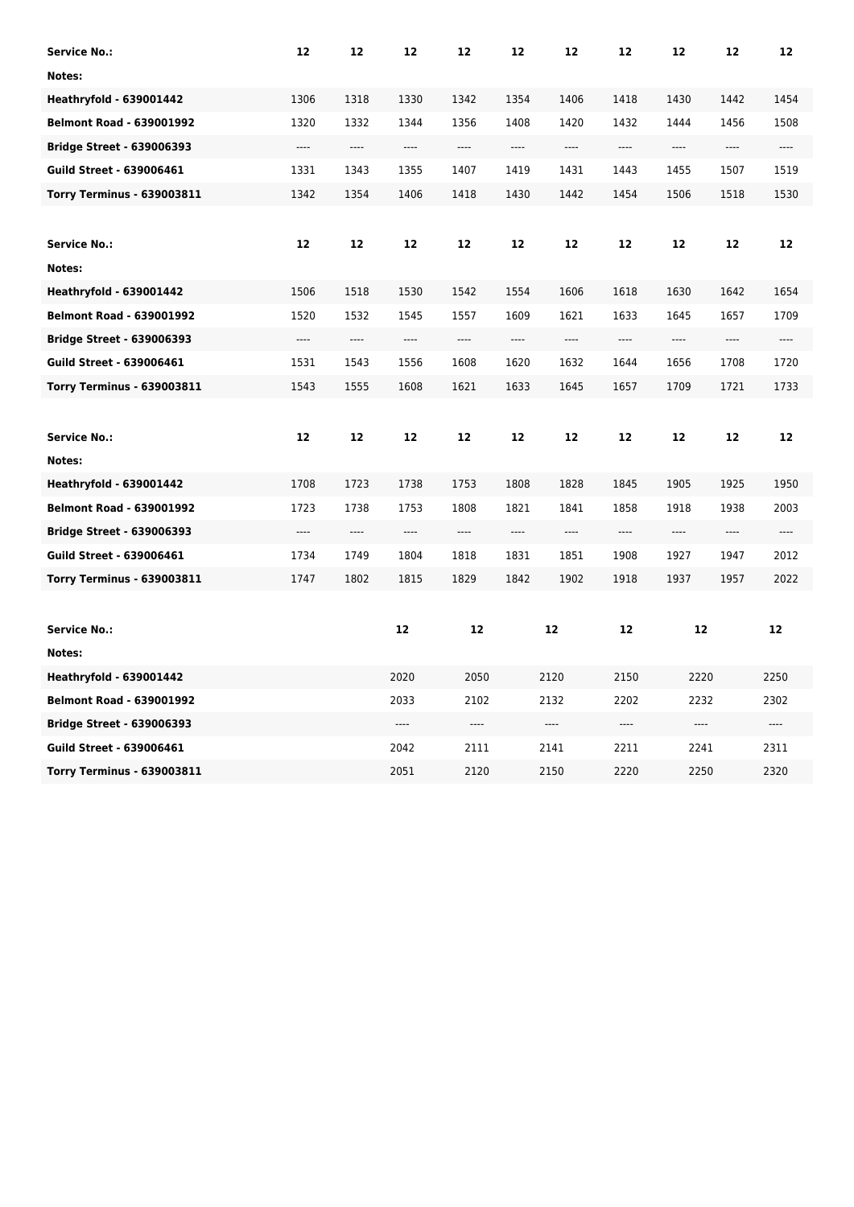| Service No.: | 12 | 12 | 12 | 12 | 12 | 12 | 12 | 12 | 12 | 12 |
|---|---|---|---|---|---|---|---|---|---|---|
| Notes: | | | | | | | | | | |
| Heathryfold - 639001442 | 1306 | 1318 | 1330 | 1342 | 1354 | 1406 | 1418 | 1430 | 1442 | 1454 |
| Belmont Road - 639001992 | 1320 | 1332 | 1344 | 1356 | 1408 | 1420 | 1432 | 1444 | 1456 | 1508 |
| Bridge Street - 639006393 | ---- | ---- | ---- | ---- | ---- | ---- | ---- | ---- | ---- | ---- |
| Guild Street - 639006461 | 1331 | 1343 | 1355 | 1407 | 1419 | 1431 | 1443 | 1455 | 1507 | 1519 |
| Torry Terminus - 639003811 | 1342 | 1354 | 1406 | 1418 | 1430 | 1442 | 1454 | 1506 | 1518 | 1530 |

| Service No.: | 12 | 12 | 12 | 12 | 12 | 12 | 12 | 12 | 12 | 12 |
|---|---|---|---|---|---|---|---|---|---|---|
| Notes: | | | | | | | | | | |
| Heathryfold - 639001442 | 1506 | 1518 | 1530 | 1542 | 1554 | 1606 | 1618 | 1630 | 1642 | 1654 |
| Belmont Road - 639001992 | 1520 | 1532 | 1545 | 1557 | 1609 | 1621 | 1633 | 1645 | 1657 | 1709 |
| Bridge Street - 639006393 | ---- | ---- | ---- | ---- | ---- | ---- | ---- | ---- | ---- | ---- |
| Guild Street - 639006461 | 1531 | 1543 | 1556 | 1608 | 1620 | 1632 | 1644 | 1656 | 1708 | 1720 |
| Torry Terminus - 639003811 | 1543 | 1555 | 1608 | 1621 | 1633 | 1645 | 1657 | 1709 | 1721 | 1733 |

| Service No.: | 12 | 12 | 12 | 12 | 12 | 12 | 12 | 12 | 12 | 12 |
|---|---|---|---|---|---|---|---|---|---|---|
| Notes: | | | | | | | | | | |
| Heathryfold - 639001442 | 1708 | 1723 | 1738 | 1753 | 1808 | 1828 | 1845 | 1905 | 1925 | 1950 |
| Belmont Road - 639001992 | 1723 | 1738 | 1753 | 1808 | 1821 | 1841 | 1858 | 1918 | 1938 | 2003 |
| Bridge Street - 639006393 | ---- | ---- | ---- | ---- | ---- | ---- | ---- | ---- | ---- | ---- |
| Guild Street - 639006461 | 1734 | 1749 | 1804 | 1818 | 1831 | 1851 | 1908 | 1927 | 1947 | 2012 |
| Torry Terminus - 639003811 | 1747 | 1802 | 1815 | 1829 | 1842 | 1902 | 1918 | 1937 | 1957 | 2022 |

| Service No.: | 12 | 12 | 12 | 12 | 12 | 12 |
|---|---|---|---|---|---|---|
| Notes: | | | | | | |
| Heathryfold - 639001442 | 2020 | 2050 | 2120 | 2150 | 2220 | 2250 |
| Belmont Road - 639001992 | 2033 | 2102 | 2132 | 2202 | 2232 | 2302 |
| Bridge Street - 639006393 | ---- | ---- | ---- | ---- | ---- | ---- |
| Guild Street - 639006461 | 2042 | 2111 | 2141 | 2211 | 2241 | 2311 |
| Torry Terminus - 639003811 | 2051 | 2120 | 2150 | 2220 | 2250 | 2320 |